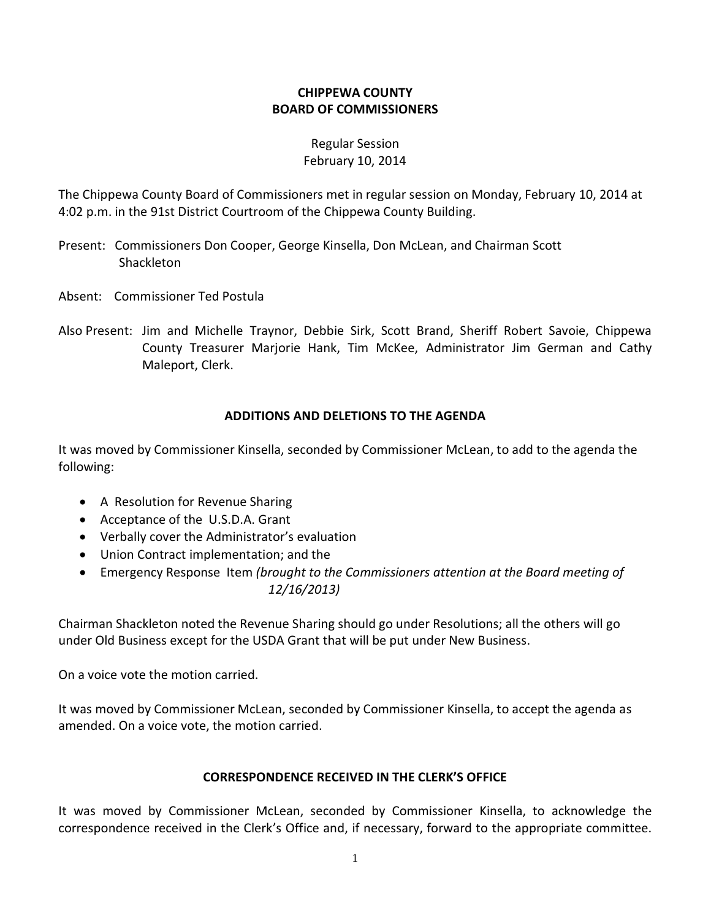# CHIPPEWA COUNTY
# BOARD OF COMMISSIONERS

Regular Session
February 10, 2014

The Chippewa County Board of Commissioners met in regular session on Monday, February 10, 2014 at 4:02 p.m. in the 91st District Courtroom of the Chippewa County Building.

Present: Commissioners Don Cooper, George Kinsella, Don McLean, and Chairman Scott Shackleton

Absent: Commissioner Ted Postula

Also Present: Jim and Michelle Traynor, Debbie Sirk, Scott Brand, Sheriff Robert Savoie, Chippewa County Treasurer Marjorie Hank, Tim McKee, Administrator Jim German and Cathy Maleport, Clerk.

## ADDITIONS AND DELETIONS TO THE AGENDA

It was moved by Commissioner Kinsella, seconded by Commissioner McLean, to add to the agenda the following:

- A Resolution for Revenue Sharing
- Acceptance of the U.S.D.A. Grant
- Verbally cover the Administrator's evaluation
- Union Contract implementation; and the
- Emergency Response Item *(brought to the Commissioners attention at the Board meeting of 12/16/2013)*

Chairman Shackleton noted the Revenue Sharing should go under Resolutions; all the others will go under Old Business except for the USDA Grant that will be put under New Business.

On a voice vote the motion carried.

It was moved by Commissioner McLean, seconded by Commissioner Kinsella, to accept the agenda as amended. On a voice vote, the motion carried.

## CORRESPONDENCE RECEIVED IN THE CLERK'S OFFICE

It was moved by Commissioner McLean, seconded by Commissioner Kinsella, to acknowledge the correspondence received in the Clerk's Office and, if necessary, forward to the appropriate committee.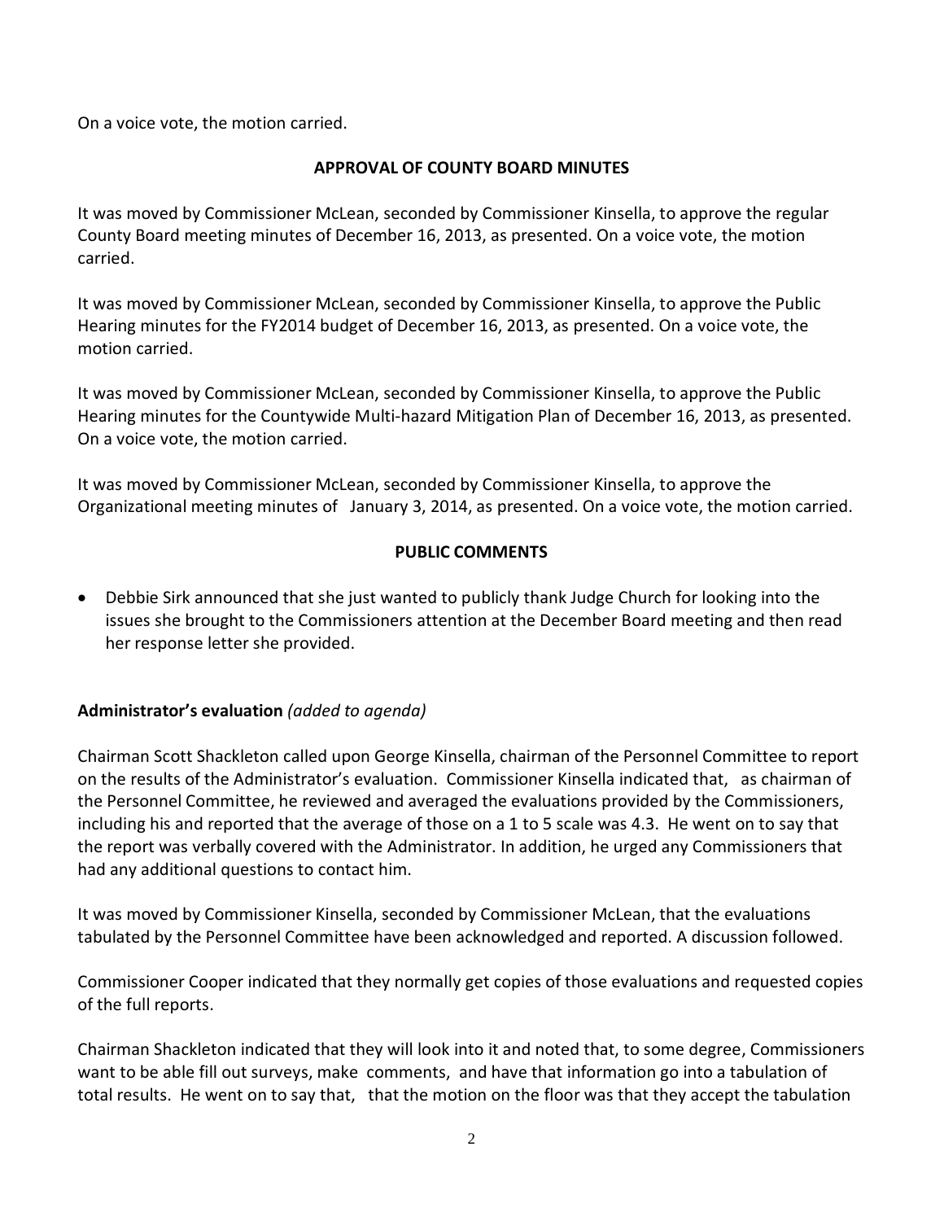On a voice vote, the motion carried.

## APPROVAL OF COUNTY BOARD MINUTES

It was moved by Commissioner McLean, seconded by Commissioner Kinsella, to approve the regular County Board meeting minutes of December 16, 2013, as presented. On a voice vote, the motion carried.

It was moved by Commissioner McLean, seconded by Commissioner Kinsella, to approve the Public Hearing minutes for the FY2014 budget of December 16, 2013, as presented. On a voice vote, the motion carried.

It was moved by Commissioner McLean, seconded by Commissioner Kinsella, to approve the Public Hearing minutes for the Countywide Multi-hazard Mitigation Plan of December 16, 2013, as presented. On a voice vote, the motion carried.

It was moved by Commissioner McLean, seconded by Commissioner Kinsella, to approve the Organizational meeting minutes of January 3, 2014, as presented. On a voice vote, the motion carried.

## PUBLIC COMMENTS

- Debbie Sirk announced that she just wanted to publicly thank Judge Church for looking into the issues she brought to the Commissioners attention at the December Board meeting and then read her response letter she provided.

**Administrator's evaluation** *(added to agenda)*

Chairman Scott Shackleton called upon George Kinsella, chairman of the Personnel Committee to report on the results of the Administrator's evaluation. Commissioner Kinsella indicated that, as chairman of the Personnel Committee, he reviewed and averaged the evaluations provided by the Commissioners, including his and reported that the average of those on a 1 to 5 scale was 4.3. He went on to say that the report was verbally covered with the Administrator. In addition, he urged any Commissioners that had any additional questions to contact him.

It was moved by Commissioner Kinsella, seconded by Commissioner McLean, that the evaluations tabulated by the Personnel Committee have been acknowledged and reported. A discussion followed.

Commissioner Cooper indicated that they normally get copies of those evaluations and requested copies of the full reports.

Chairman Shackleton indicated that they will look into it and noted that, to some degree, Commissioners want to be able fill out surveys, make comments, and have that information go into a tabulation of total results. He went on to say that, that the motion on the floor was that they accept the tabulation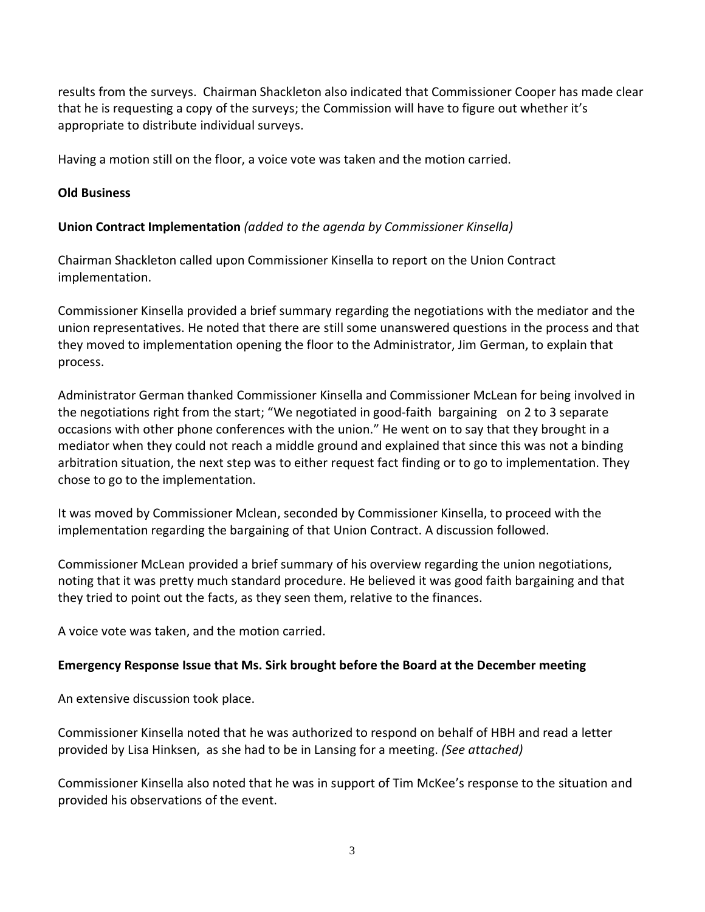results from the surveys. Chairman Shackleton also indicated that Commissioner Cooper has made clear that he is requesting a copy of the surveys; the Commission will have to figure out whether it's appropriate to distribute individual surveys.

Having a motion still on the floor, a voice vote was taken and the motion carried.

**Old Business**

**Union Contract Implementation** *(added to the agenda by Commissioner Kinsella)*

Chairman Shackleton called upon Commissioner Kinsella to report on the Union Contract implementation.

Commissioner Kinsella provided a brief summary regarding the negotiations with the mediator and the union representatives. He noted that there are still some unanswered questions in the process and that they moved to implementation opening the floor to the Administrator, Jim German, to explain that process.

Administrator German thanked Commissioner Kinsella and Commissioner McLean for being involved in the negotiations right from the start; "We negotiated in good-faith bargaining on 2 to 3 separate occasions with other phone conferences with the union." He went on to say that they brought in a mediator when they could not reach a middle ground and explained that since this was not a binding arbitration situation, the next step was to either request fact finding or to go to implementation. They chose to go to the implementation.

It was moved by Commissioner Mclean, seconded by Commissioner Kinsella, to proceed with the implementation regarding the bargaining of that Union Contract. A discussion followed.

Commissioner McLean provided a brief summary of his overview regarding the union negotiations, noting that it was pretty much standard procedure. He believed it was good faith bargaining and that they tried to point out the facts, as they seen them, relative to the finances.

A voice vote was taken, and the motion carried.

**Emergency Response Issue that Ms. Sirk brought before the Board at the December meeting**

An extensive discussion took place.

Commissioner Kinsella noted that he was authorized to respond on behalf of HBH and read a letter provided by Lisa Hinksen, as she had to be in Lansing for a meeting. *(See attached)*

Commissioner Kinsella also noted that he was in support of Tim McKee's response to the situation and provided his observations of the event.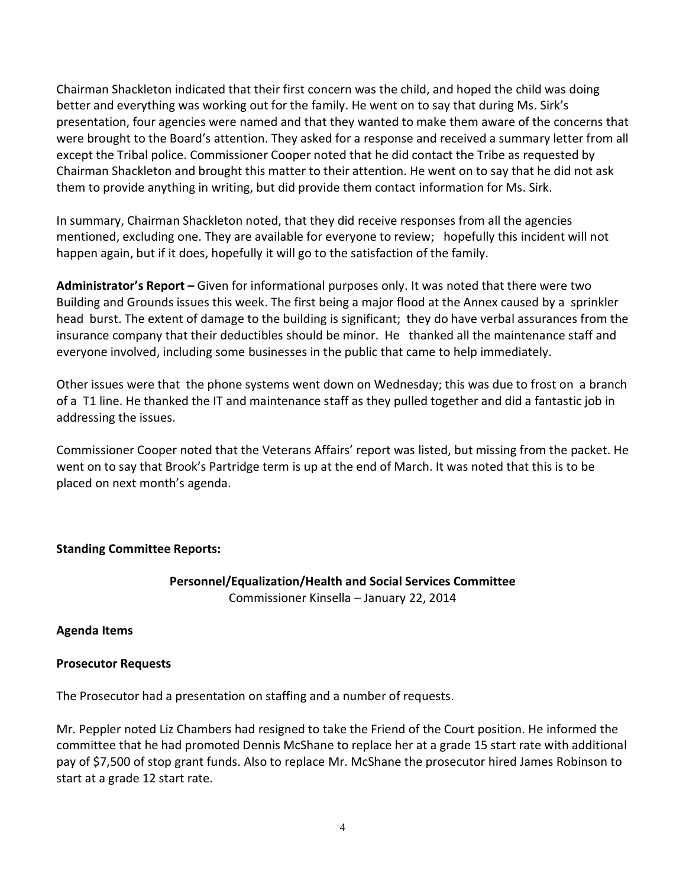Chairman Shackleton indicated that their first concern was the child, and hoped the child was doing better and everything was working out for the family. He went on to say that during Ms. Sirk's presentation, four agencies were named and that they wanted to make them aware of the concerns that were brought to the Board's attention. They asked for a response and received a summary letter from all except the Tribal police. Commissioner Cooper noted that he did contact the Tribe as requested by Chairman Shackleton and brought this matter to their attention. He went on to say that he did not ask them to provide anything in writing, but did provide them contact information for Ms. Sirk.

In summary, Chairman Shackleton noted, that they did receive responses from all the agencies mentioned, excluding one. They are available for everyone to review; hopefully this incident will not happen again, but if it does, hopefully it will go to the satisfaction of the family.

**Administrator's Report –** Given for informational purposes only. It was noted that there were two Building and Grounds issues this week. The first being a major flood at the Annex caused by a sprinkler head burst. The extent of damage to the building is significant; they do have verbal assurances from the insurance company that their deductibles should be minor. He thanked all the maintenance staff and everyone involved, including some businesses in the public that came to help immediately.

Other issues were that the phone systems went down on Wednesday; this was due to frost on a branch of a T1 line. He thanked the IT and maintenance staff as they pulled together and did a fantastic job in addressing the issues.

Commissioner Cooper noted that the Veterans Affairs' report was listed, but missing from the packet. He went on to say that Brook's Partridge term is up at the end of March. It was noted that this is to be placed on next month's agenda.

**Standing Committee Reports:**

**Personnel/Equalization/Health and Social Services Committee**
Commissioner Kinsella – January 22, 2014

**Agenda Items**

**Prosecutor Requests**

The Prosecutor had a presentation on staffing and a number of requests.

Mr. Peppler noted Liz Chambers had resigned to take the Friend of the Court position. He informed the committee that he had promoted Dennis McShane to replace her at a grade 15 start rate with additional pay of $7,500 of stop grant funds. Also to replace Mr. McShane the prosecutor hired James Robinson to start at a grade 12 start rate.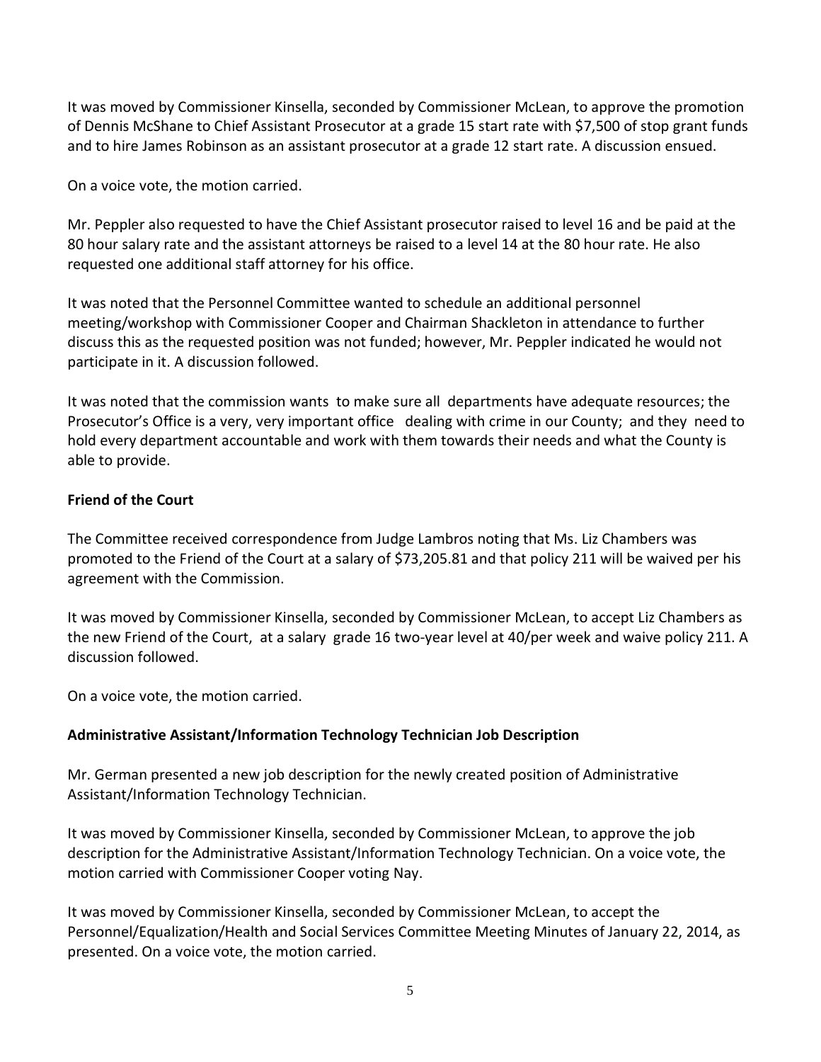It was moved by Commissioner Kinsella, seconded by Commissioner McLean, to approve the promotion of Dennis McShane to Chief Assistant Prosecutor at a grade 15 start rate with $7,500 of stop grant funds and to hire James Robinson as an assistant prosecutor at a grade 12 start rate. A discussion ensued.

On a voice vote, the motion carried.

Mr. Peppler also requested to have the Chief Assistant prosecutor raised to level 16 and be paid at the 80 hour salary rate and the assistant attorneys be raised to a level 14 at the 80 hour rate. He also requested one additional staff attorney for his office.

It was noted that the Personnel Committee wanted to schedule an additional personnel meeting/workshop with Commissioner Cooper and Chairman Shackleton in attendance to further discuss this as the requested position was not funded; however, Mr. Peppler indicated he would not participate in it. A discussion followed.

It was noted that the commission wants to make sure all departments have adequate resources; the Prosecutor's Office is a very, very important office dealing with crime in our County; and they need to hold every department accountable and work with them towards their needs and what the County is able to provide.

**Friend of the Court**

The Committee received correspondence from Judge Lambros noting that Ms. Liz Chambers was promoted to the Friend of the Court at a salary of $73,205.81 and that policy 211 will be waived per his agreement with the Commission.

It was moved by Commissioner Kinsella, seconded by Commissioner McLean, to accept Liz Chambers as the new Friend of the Court, at a salary grade 16 two-year level at 40/per week and waive policy 211. A discussion followed.

On a voice vote, the motion carried.

**Administrative Assistant/Information Technology Technician Job Description**

Mr. German presented a new job description for the newly created position of Administrative Assistant/Information Technology Technician.

It was moved by Commissioner Kinsella, seconded by Commissioner McLean, to approve the job description for the Administrative Assistant/Information Technology Technician. On a voice vote, the motion carried with Commissioner Cooper voting Nay.

It was moved by Commissioner Kinsella, seconded by Commissioner McLean, to accept the Personnel/Equalization/Health and Social Services Committee Meeting Minutes of January 22, 2014, as presented. On a voice vote, the motion carried.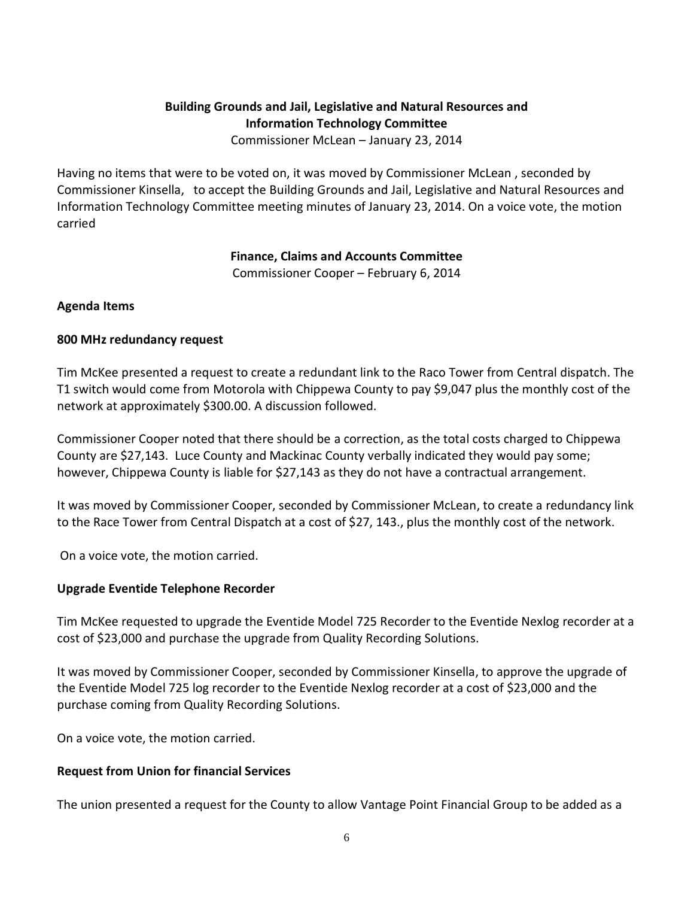**Building Grounds and Jail, Legislative and Natural Resources and Information Technology Committee**

Commissioner McLean – January 23, 2014

Having no items that were to be voted on, it was moved by Commissioner McLean , seconded by Commissioner Kinsella, to accept the Building Grounds and Jail, Legislative and Natural Resources and Information Technology Committee meeting minutes of January 23, 2014. On a voice vote, the motion carried

**Finance, Claims and Accounts Committee**

Commissioner Cooper – February 6, 2014

**Agenda Items**

**800 MHz redundancy request**

Tim McKee presented a request to create a redundant link to the Raco Tower from Central dispatch. The T1 switch would come from Motorola with Chippewa County to pay $9,047 plus the monthly cost of the network at approximately $300.00. A discussion followed.

Commissioner Cooper noted that there should be a correction, as the total costs charged to Chippewa County are $27,143. Luce County and Mackinac County verbally indicated they would pay some; however, Chippewa County is liable for $27,143 as they do not have a contractual arrangement.

It was moved by Commissioner Cooper, seconded by Commissioner McLean, to create a redundancy link to the Race Tower from Central Dispatch at a cost of $27, 143., plus the monthly cost of the network.

On a voice vote, the motion carried.

**Upgrade Eventide Telephone Recorder**

Tim McKee requested to upgrade the Eventide Model 725 Recorder to the Eventide Nexlog recorder at a cost of $23,000 and purchase the upgrade from Quality Recording Solutions.

It was moved by Commissioner Cooper, seconded by Commissioner Kinsella, to approve the upgrade of the Eventide Model 725 log recorder to the Eventide Nexlog recorder at a cost of $23,000 and the purchase coming from Quality Recording Solutions.

On a voice vote, the motion carried.

**Request from Union for financial Services**

The union presented a request for the County to allow Vantage Point Financial Group to be added as a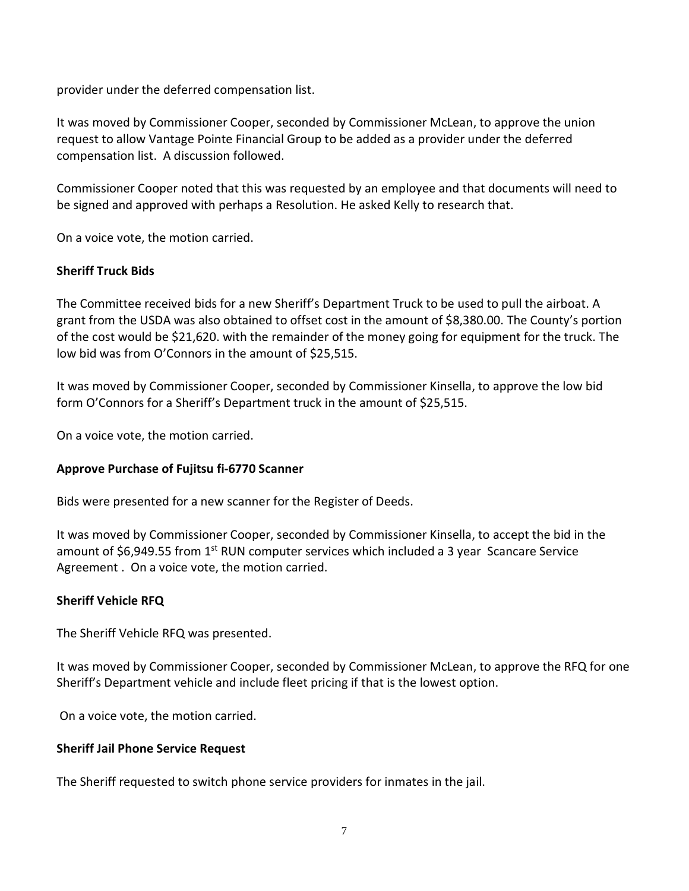provider under the deferred compensation list.

It was moved by Commissioner Cooper, seconded by Commissioner McLean, to approve the union request to allow Vantage Pointe Financial Group to be added as a provider under the deferred compensation list. A discussion followed.

Commissioner Cooper noted that this was requested by an employee and that documents will need to be signed and approved with perhaps a Resolution. He asked Kelly to research that.

On a voice vote, the motion carried.

**Sheriff Truck Bids**

The Committee received bids for a new Sheriff's Department Truck to be used to pull the airboat. A grant from the USDA was also obtained to offset cost in the amount of $8,380.00. The County's portion of the cost would be $21,620. with the remainder of the money going for equipment for the truck. The low bid was from O'Connors in the amount of $25,515.

It was moved by Commissioner Cooper, seconded by Commissioner Kinsella, to approve the low bid form O'Connors for a Sheriff's Department truck in the amount of $25,515.

On a voice vote, the motion carried.

**Approve Purchase of Fujitsu fi-6770 Scanner**

Bids were presented for a new scanner for the Register of Deeds.

It was moved by Commissioner Cooper, seconded by Commissioner Kinsella, to accept the bid in the amount of $6,949.55 from 1st RUN computer services which included a 3 year Scancare Service Agreement . On a voice vote, the motion carried.

**Sheriff Vehicle RFQ**

The Sheriff Vehicle RFQ was presented.

It was moved by Commissioner Cooper, seconded by Commissioner McLean, to approve the RFQ for one Sheriff's Department vehicle and include fleet pricing if that is the lowest option.

On a voice vote, the motion carried.

**Sheriff Jail Phone Service Request**

The Sheriff requested to switch phone service providers for inmates in the jail.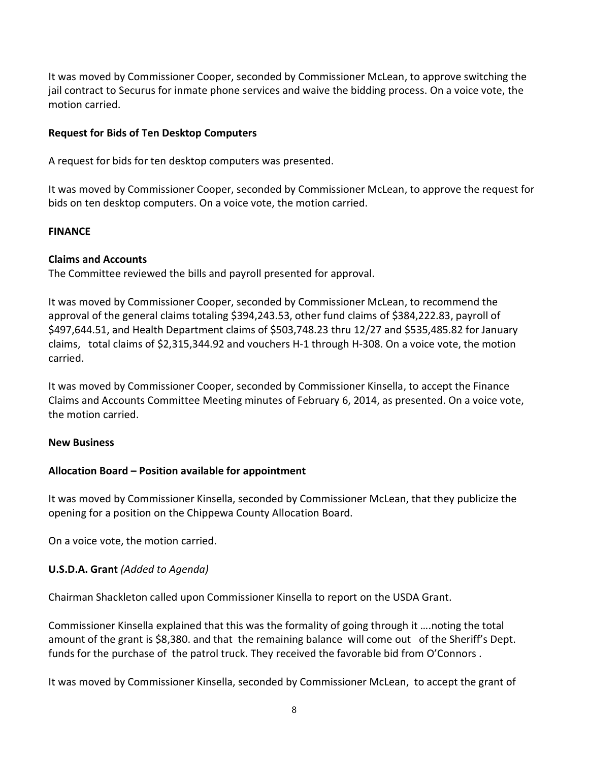It was moved by Commissioner Cooper, seconded by Commissioner McLean, to approve switching the jail contract to Securus for inmate phone services and waive the bidding process. On a voice vote, the motion carried.

**Request for Bids of Ten Desktop Computers**

A request for bids for ten desktop computers was presented.

It was moved by Commissioner Cooper, seconded by Commissioner McLean, to approve the request for bids on ten desktop computers. On a voice vote, the motion carried.

**FINANCE**

**Claims and Accounts**

The Committee reviewed the bills and payroll presented for approval.

It was moved by Commissioner Cooper, seconded by Commissioner McLean, to recommend the approval of the general claims totaling $394,243.53, other fund claims of $384,222.83, payroll of $497,644.51, and Health Department claims of $503,748.23 thru 12/27 and $535,485.82 for January claims, total claims of $2,315,344.92 and vouchers H-1 through H-308. On a voice vote, the motion carried.

It was moved by Commissioner Cooper, seconded by Commissioner Kinsella, to accept the Finance Claims and Accounts Committee Meeting minutes of February 6, 2014, as presented. On a voice vote, the motion carried.

**New Business**

**Allocation Board – Position available for appointment**

It was moved by Commissioner Kinsella, seconded by Commissioner McLean, that they publicize the opening for a position on the Chippewa County Allocation Board.

On a voice vote, the motion carried.

**U.S.D.A. Grant** *(Added to Agenda)*

Chairman Shackleton called upon Commissioner Kinsella to report on the USDA Grant.

Commissioner Kinsella explained that this was the formality of going through it ….noting the total amount of the grant is $8,380. and that the remaining balance will come out of the Sheriff's Dept. funds for the purchase of the patrol truck. They received the favorable bid from O'Connors .

It was moved by Commissioner Kinsella, seconded by Commissioner McLean, to accept the grant of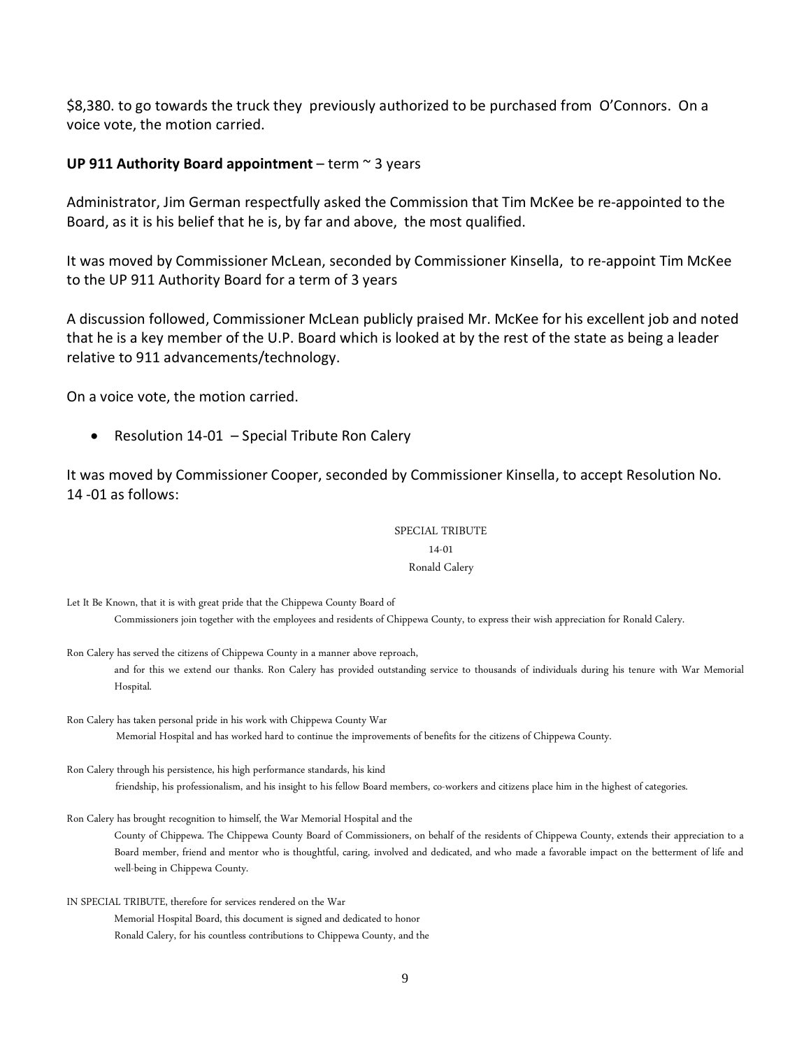$8,380. to go towards the truck they previously authorized to be purchased from O'Connors. On a voice vote, the motion carried.

**UP 911 Authority Board appointment** – term ~ 3 years

Administrator, Jim German respectfully asked the Commission that Tim McKee be re-appointed to the Board, as it is his belief that he is, by far and above, the most qualified.

It was moved by Commissioner McLean, seconded by Commissioner Kinsella, to re-appoint Tim McKee to the UP 911 Authority Board for a term of 3 years

A discussion followed, Commissioner McLean publicly praised Mr. McKee for his excellent job and noted that he is a key member of the U.P. Board which is looked at by the rest of the state as being a leader relative to 911 advancements/technology.

On a voice vote, the motion carried.

- Resolution 14-01 – Special Tribute Ron Calery

It was moved by Commissioner Cooper, seconded by Commissioner Kinsella, to accept Resolution No. 14 -01 as follows:

SPECIAL TRIBUTE

14-01

Ronald Calery

Let It Be Known, that it is with great pride that the Chippewa County Board of Commissioners join together with the employees and residents of Chippewa County, to express their wish appreciation for Ronald Calery.

Ron Calery has served the citizens of Chippewa County in a manner above reproach, and for this we extend our thanks. Ron Calery has provided outstanding service to thousands of individuals during his tenure with War Memorial Hospital.

Ron Calery has taken personal pride in his work with Chippewa County War Memorial Hospital and has worked hard to continue the improvements of benefits for the citizens of Chippewa County.

Ron Calery through his persistence, his high performance standards, his kind friendship, his professionalism, and his insight to his fellow Board members, co-workers and citizens place him in the highest of categories.

Ron Calery has brought recognition to himself, the War Memorial Hospital and the County of Chippewa. The Chippewa County Board of Commissioners, on behalf of the residents of Chippewa County, extends their appreciation to a Board member, friend and mentor who is thoughtful, caring, involved and dedicated, and who made a favorable impact on the betterment of life and well-being in Chippewa County.

IN SPECIAL TRIBUTE, therefore for services rendered on the War Memorial Hospital Board, this document is signed and dedicated to honor Ronald Calery, for his countless contributions to Chippewa County, and the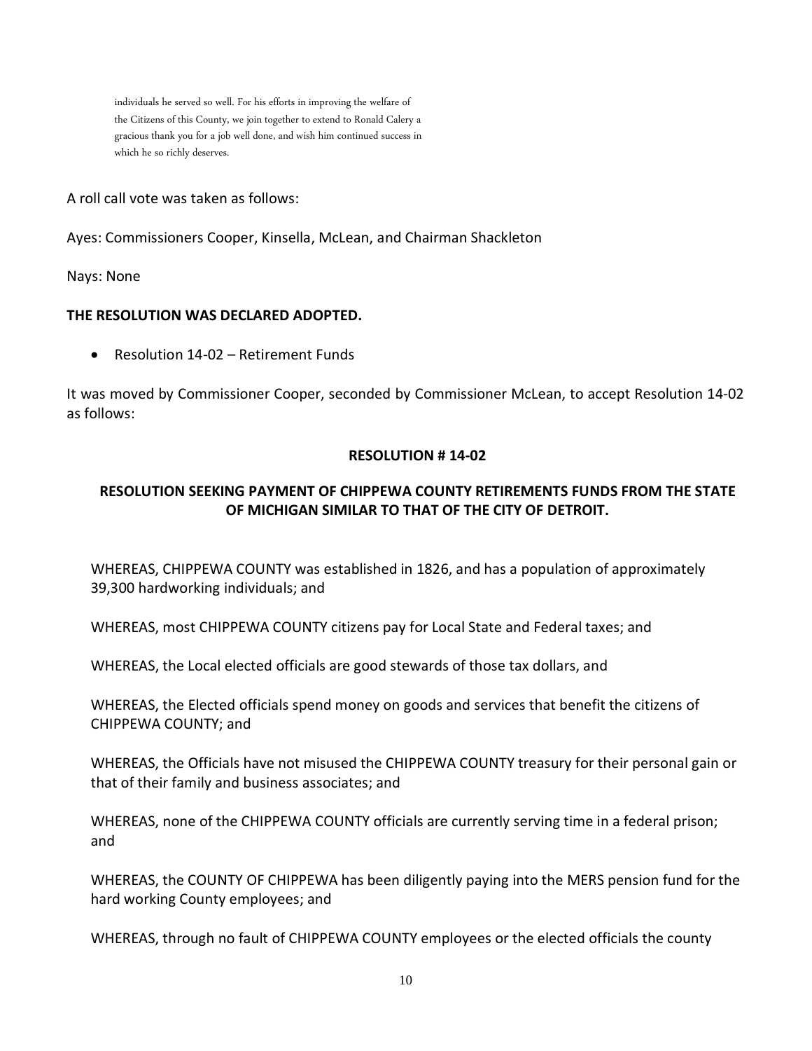individuals he served so well. For his efforts in improving the welfare of the Citizens of this County, we join together to extend to Ronald Calery a gracious thank you for a job well done, and wish him continued success in which he so richly deserves.

A roll call vote was taken as follows:

Ayes: Commissioners Cooper, Kinsella, McLean, and Chairman Shackleton

Nays: None

**THE RESOLUTION WAS DECLARED ADOPTED.**

- Resolution 14-02 – Retirement Funds

It was moved by Commissioner Cooper, seconded by Commissioner McLean, to accept Resolution 14-02 as follows:

**RESOLUTION # 14-02**

**RESOLUTION SEEKING PAYMENT OF CHIPPEWA COUNTY RETIREMENTS FUNDS FROM THE STATE OF MICHIGAN SIMILAR TO THAT OF THE CITY OF DETROIT.**

WHEREAS, CHIPPEWA COUNTY was established in 1826, and has a population of approximately 39,300 hardworking individuals; and

WHEREAS, most CHIPPEWA COUNTY citizens pay for Local State and Federal taxes; and

WHEREAS, the Local elected officials are good stewards of those tax dollars, and

WHEREAS, the Elected officials spend money on goods and services that benefit the citizens of CHIPPEWA COUNTY; and

WHEREAS, the Officials have not misused the CHIPPEWA COUNTY treasury for their personal gain or that of their family and business associates; and

WHEREAS, none of the CHIPPEWA COUNTY officials are currently serving time in a federal prison; and

WHEREAS, the COUNTY OF CHIPPEWA has been diligently paying into the MERS pension fund for the hard working County employees; and

WHEREAS, through no fault of CHIPPEWA COUNTY employees or the elected officials the county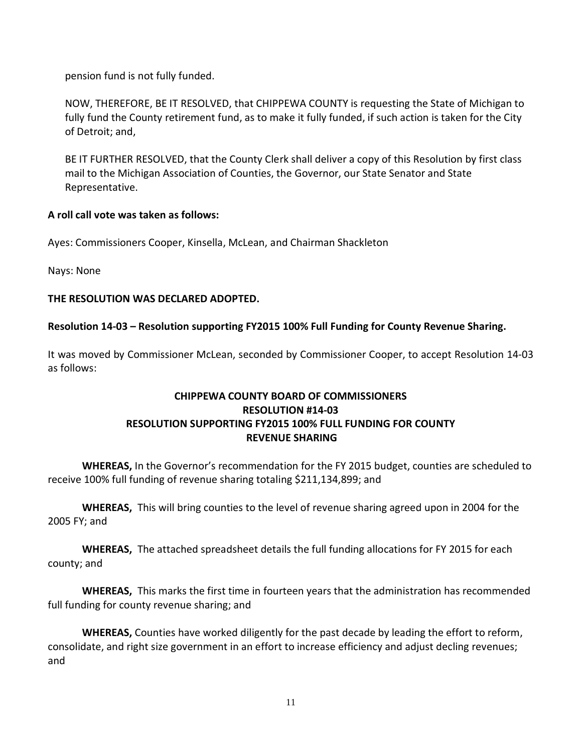pension fund is not fully funded.

NOW, THEREFORE, BE IT RESOLVED, that CHIPPEWA COUNTY is requesting the State of Michigan to fully fund the County retirement fund, as to make it fully funded, if such action is taken for the City of Detroit; and,

BE IT FURTHER RESOLVED, that the County Clerk shall deliver a copy of this Resolution by first class mail to the Michigan Association of Counties, the Governor, our State Senator and State Representative.

**A roll call vote was taken as follows:**

Ayes: Commissioners Cooper, Kinsella, McLean, and Chairman Shackleton

Nays: None

**THE RESOLUTION WAS DECLARED ADOPTED.**

**Resolution 14-03 – Resolution supporting FY2015 100% Full Funding for County Revenue Sharing.**

It was moved by Commissioner McLean, seconded by Commissioner Cooper, to accept Resolution 14-03 as follows:

**CHIPPEWA COUNTY BOARD OF COMMISSIONERS**
**RESOLUTION #14-03**
**RESOLUTION SUPPORTING FY2015 100% FULL FUNDING FOR COUNTY REVENUE SHARING**

**WHEREAS,** In the Governor's recommendation for the FY 2015 budget, counties are scheduled to receive 100% full funding of revenue sharing totaling $211,134,899; and

**WHEREAS,** This will bring counties to the level of revenue sharing agreed upon in 2004 for the 2005 FY; and

**WHEREAS,** The attached spreadsheet details the full funding allocations for FY 2015 for each county; and

**WHEREAS,** This marks the first time in fourteen years that the administration has recommended full funding for county revenue sharing; and

**WHEREAS,** Counties have worked diligently for the past decade by leading the effort to reform, consolidate, and right size government in an effort to increase efficiency and adjust decling revenues; and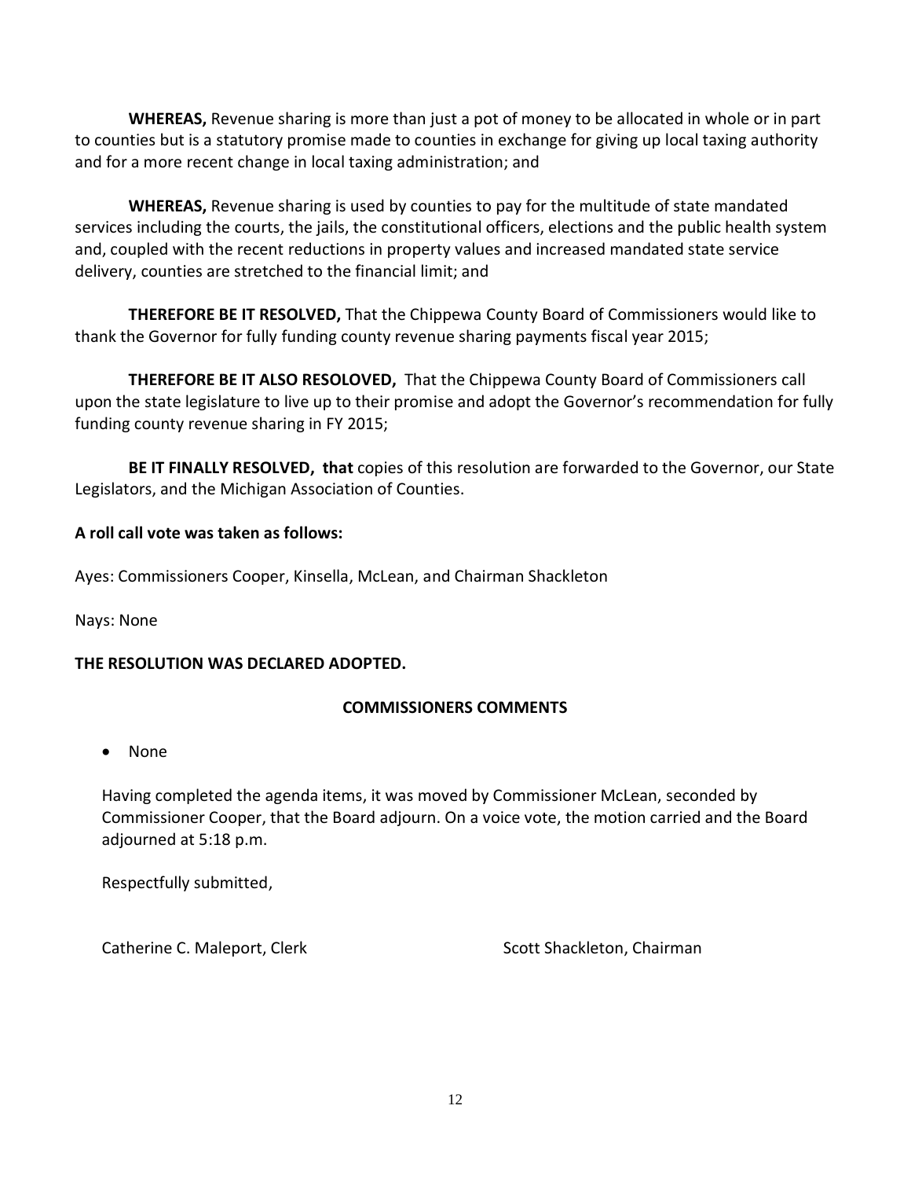**WHEREAS,** Revenue sharing is more than just a pot of money to be allocated in whole or in part to counties but is a statutory promise made to counties in exchange for giving up local taxing authority and for a more recent change in local taxing administration; and

**WHEREAS,** Revenue sharing is used by counties to pay for the multitude of state mandated services including the courts, the jails, the constitutional officers, elections and the public health system and, coupled with the recent reductions in property values and increased mandated state service delivery, counties are stretched to the financial limit; and

**THEREFORE BE IT RESOLVED,** That the Chippewa County Board of Commissioners would like to thank the Governor for fully funding county revenue sharing payments fiscal year 2015;

**THEREFORE BE IT ALSO RESOLOVED,** That the Chippewa County Board of Commissioners call upon the state legislature to live up to their promise and adopt the Governor's recommendation for fully funding county revenue sharing in FY 2015;

**BE IT FINALLY RESOLVED, that** copies of this resolution are forwarded to the Governor, our State Legislators, and the Michigan Association of Counties.

**A roll call vote was taken as follows:**

Ayes: Commissioners Cooper, Kinsella, McLean, and Chairman Shackleton

Nays: None

**THE RESOLUTION WAS DECLARED ADOPTED.**

**COMMISSIONERS COMMENTS**

- None

Having completed the agenda items, it was moved by Commissioner McLean, seconded by Commissioner Cooper, that the Board adjourn. On a voice vote, the motion carried and the Board adjourned at 5:18 p.m.

Respectfully submitted,

Catherine C. Maleport, Clerk

Scott Shackleton, Chairman